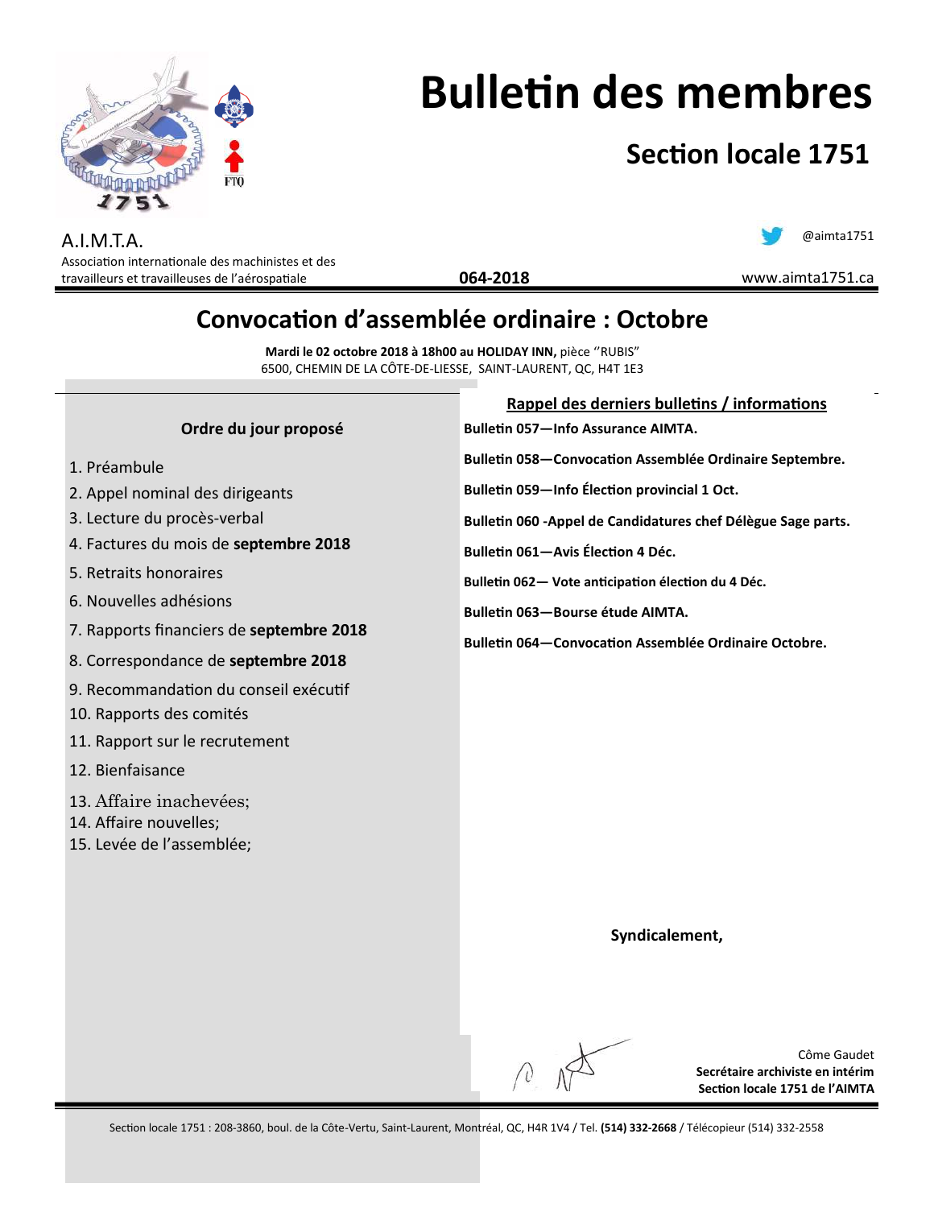# Bulletin des membres

## Section locale 1751

A.I.M.T.A.

Association internationale des machinistes et des travailleurs et travailleuses de l'aérospatiale

@aimta1751

**064-2018**

www.aimta1751.ca

## Convocation d'assemblée ordinaire : Octobre

**Mardi le 02 octobre 2018 à 18h00 au HOLIDAY INN,** pièce ''RUBIS"
6500, CHEMIN DE LA CÔTE-DE-LIESSE, SAINT-LAURENT, QC, H4T 1E3

### Ordre du jour proposé

1. Préambule
2. Appel nominal des dirigeants
3. Lecture du procès-verbal
4. Factures du mois de **septembre 2018**
5. Retraits honoraires
6. Nouvelles adhésions
7. Rapports financiers de **septembre 2018**
8. Correspondance de **septembre 2018**
9. Recommandation du conseil exécutif
10. Rapports des comités
11. Rapport sur le recrutement
12. Bienfaisance
13. Affaire inachevées;
14. Affaire nouvelles;
15. Levée de l'assemblée;

### Rappel des derniers bulletins / informations

**Bulletin 057—Info Assurance AIMTA.**

**Bulletin 058—Convocation Assemblée Ordinaire Septembre.**

**Bulletin 059—Info Élection provincial 1 Oct.**

**Bulletin 060 -Appel de Candidatures chef Délègue Sage parts.**

**Bulletin 061—Avis Élection 4 Déc.**

**Bulletin 062— Vote anticipation élection du 4 Déc.**

**Bulletin 063—Bourse étude AIMTA.**

**Bulletin 064—Convocation Assemblée Ordinaire Octobre.**

**Syndicalement,**

Côme Gaudet
**Secrétaire archiviste en intérim**
**Section locale 1751 de l'AIMTA**

Section locale 1751 : 208-3860, boul. de la Côte-Vertu, Saint-Laurent, Montréal, QC, H4R 1V4 / Tel. **(514) 332-2668** / Télécopieur (514) 332-2558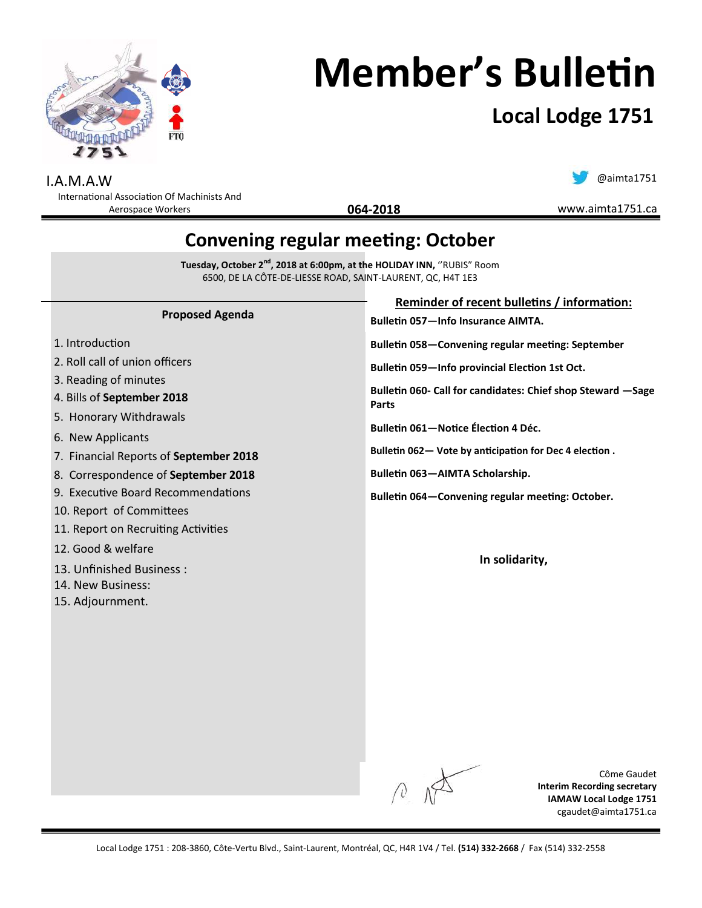# Member's Bulletin

## Local Lodge 1751

I.A.M.A.W

International Association Of Machinists And Aerospace Workers

@aimta1751

**064-2018**

www.aimta1751.ca

## Convening regular meeting: October

**Tuesday, October 2nd, 2018 at 6:00pm, at the HOLIDAY INN,** ''RUBIS" Room
6500, DE LA CÔTE-DE-LIESSE ROAD, SAINT-LAURENT, QC, H4T 1E3

### Proposed Agenda

1. Introduction
2. Roll call of union officers
3. Reading of minutes
4. Bills of **September 2018**
5. Honorary Withdrawals
6. New Applicants
7. Financial Reports of **September 2018**
8. Correspondence of **September 2018**
9. Executive Board Recommendations
10. Report of Committees
11. Report on Recruiting Activities
12. Good & welfare
13. Unfinished Business :
14. New Business:
15. Adjournment.

### Reminder of recent bulletins / information:

**Bulletin 057—Info Insurance AIMTA.**

**Bulletin 058—Convening regular meeting: September**

**Bulletin 059—Info provincial Election 1st Oct.**

**Bulletin 060- Call for candidates: Chief shop Steward —Sage Parts**

**Bulletin 061—Notice Élection 4 Déc.**

**Bulletin 062— Vote by anticipation for Dec 4 election .**

**Bulletin 063—AIMTA Scholarship.**

**Bulletin 064—Convening regular meeting: October.**

**In solidarity,**

Côme Gaudet
**Interim Recording secretary**
**IAMAW Local Lodge 1751**
cgaudet@aimta1751.ca

Local Lodge 1751 : 208-3860, Côte-Vertu Blvd., Saint-Laurent, Montréal, QC, H4R 1V4 / Tel. **(514) 332-2668** / Fax (514) 332-2558